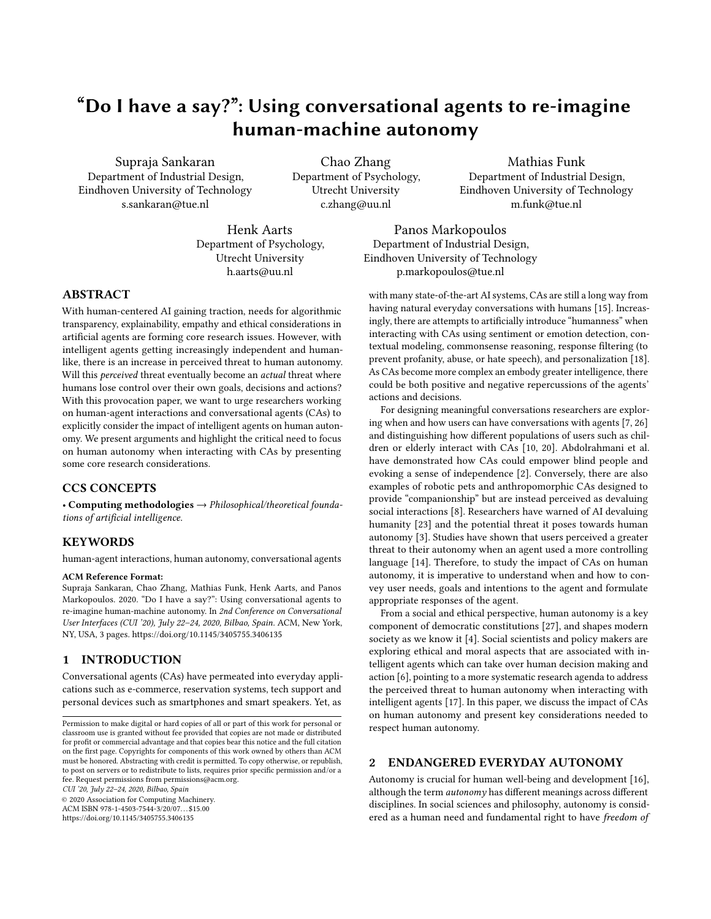# "Do I have a say?": Using conversational agents to re-imagine human-machine autonomy

Supraja Sankaran
Department of Industrial Design,
Eindhoven University of Technology
s.sankaran@tue.nl

Chao Zhang
Department of Psychology,
Utrecht University
c.zhang@uu.nl

Mathias Funk
Department of Industrial Design,
Eindhoven University of Technology
m.funk@tue.nl

Henk Aarts
Department of Psychology,
Utrecht University
h.aarts@uu.nl

Panos Markopoulos
Department of Industrial Design,
Eindhoven University of Technology
p.markopoulos@tue.nl

## ABSTRACT

With human-centered AI gaining traction, needs for algorithmic transparency, explainability, empathy and ethical considerations in artificial agents are forming core research issues. However, with intelligent agents getting increasingly independent and human-like, there is an increase in perceived threat to human autonomy. Will this *perceived* threat eventually become an *actual* threat where humans lose control over their own goals, decisions and actions? With this provocation paper, we want to urge researchers working on human-agent interactions and conversational agents (CAs) to explicitly consider the impact of intelligent agents on human autonomy. We present arguments and highlight the critical need to focus on human autonomy when interacting with CAs by presenting some core research considerations.

## CCS CONCEPTS

• **Computing methodologies** → *Philosophical/theoretical foundations of artificial intelligence.*

## KEYWORDS

human-agent interactions, human autonomy, conversational agents

**ACM Reference Format:**
Supraja Sankaran, Chao Zhang, Mathias Funk, Henk Aarts, and Panos Markopoulos. 2020. "Do I have a say?": Using conversational agents to re-imagine human-machine autonomy. In *2nd Conference on Conversational User Interfaces (CUI '20), July 22–24, 2020, Bilbao, Spain.* ACM, New York, NY, USA, 3 pages. https://doi.org/10.1145/3405755.3406135

## 1 INTRODUCTION

Conversational agents (CAs) have permeated into everyday applications such as e-commerce, reservation systems, tech support and personal devices such as smartphones and smart speakers. Yet, as with many state-of-the-art AI systems, CAs are still a long way from having natural everyday conversations with humans [15]. Increasingly, there are attempts to artificially introduce "humanness" when interacting with CAs using sentiment or emotion detection, contextual modeling, commonsense reasoning, response filtering (to prevent profanity, abuse, or hate speech), and personalization [18]. As CAs become more complex an embody greater intelligence, there could be both positive and negative repercussions of the agents' actions and decisions.

For designing meaningful conversations researchers are exploring when and how users can have conversations with agents [7, 26] and distinguishing how different populations of users such as children or elderly interact with CAs [10, 20]. Abdolrahmani et al. have demonstrated how CAs could empower blind people and evoking a sense of independence [2]. Conversely, there are also examples of robotic pets and anthropomorphic CAs designed to provide "companionship" but are instead perceived as devaluing social interactions [8]. Researchers have warned of AI devaluing humanity [23] and the potential threat it poses towards human autonomy [3]. Studies have shown that users perceived a greater threat to their autonomy when an agent used a more controlling language [14]. Therefore, to study the impact of CAs on human autonomy, it is imperative to understand when and how to convey user needs, goals and intentions to the agent and formulate appropriate responses of the agent.

From a social and ethical perspective, human autonomy is a key component of democratic constitutions [27], and shapes modern society as we know it [4]. Social scientists and policy makers are exploring ethical and moral aspects that are associated with intelligent agents which can take over human decision making and action [6], pointing to a more systematic research agenda to address the perceived threat to human autonomy when interacting with intelligent agents [17]. In this paper, we discuss the impact of CAs on human autonomy and present key considerations needed to respect human autonomy.

## 2 ENDANGERED EVERYDAY AUTONOMY

Autonomy is crucial for human well-being and development [16], although the term *autonomy* has different meanings across different disciplines. In social sciences and philosophy, autonomy is considered as a human need and fundamental right to have *freedom of*

Permission to make digital or hard copies of all or part of this work for personal or classroom use is granted without fee provided that copies are not made or distributed for profit or commercial advantage and that copies bear this notice and the full citation on the first page. Copyrights for components of this work owned by others than ACM must be honored. Abstracting with credit is permitted. To copy otherwise, or republish, to post on servers or to redistribute to lists, requires prior specific permission and/or a fee. Request permissions from permissions@acm.org.
*CUI '20, July 22–24, 2020, Bilbao, Spain*
© 2020 Association for Computing Machinery.
ACM ISBN 978-1-4503-7544-3/20/07…$15.00
https://doi.org/10.1145/3405755.3406135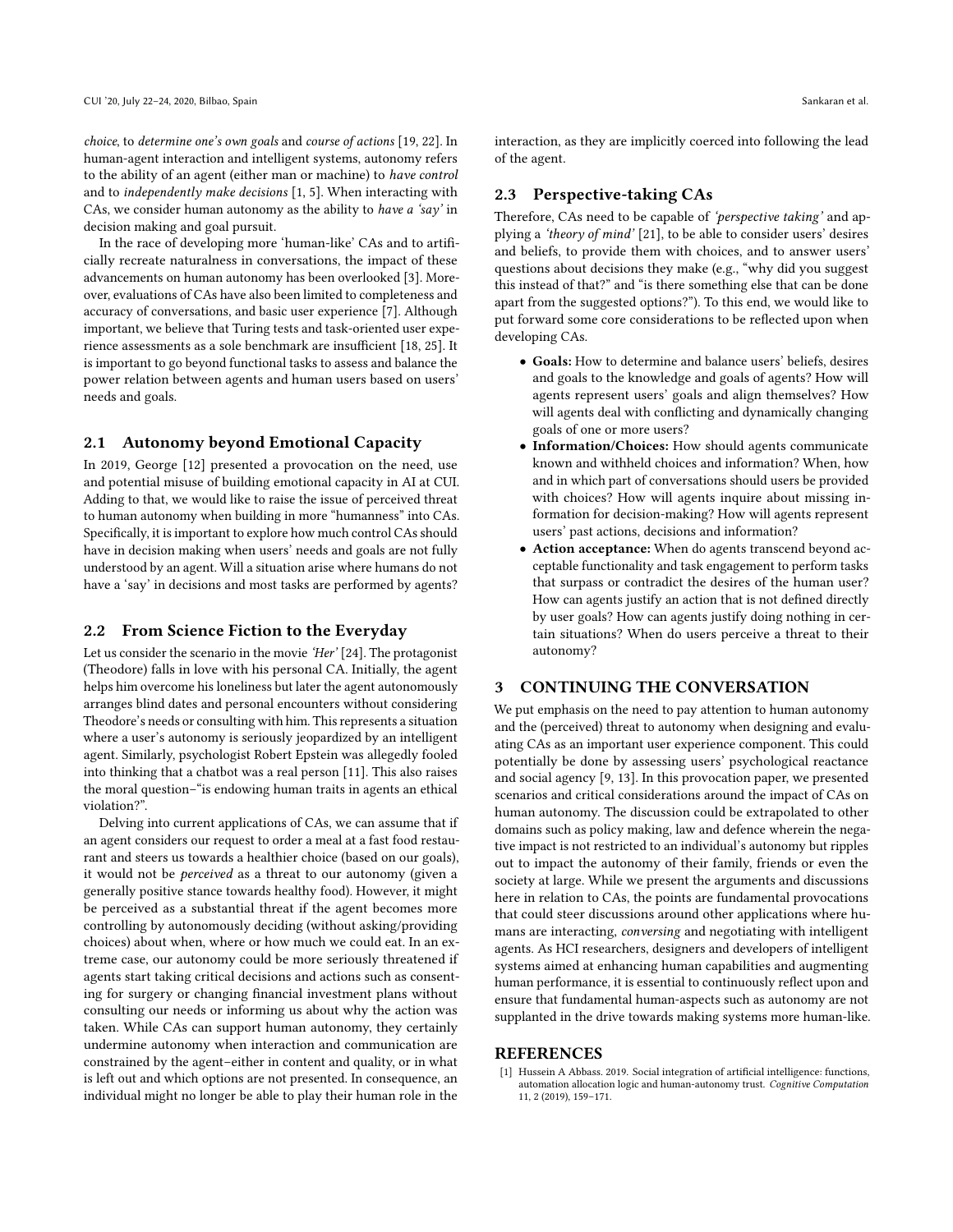*choice*, to *determine one's own goals* and *course of actions* [19, 22]. In human-agent interaction and intelligent systems, autonomy refers to the ability of an agent (either man or machine) to *have control* and to *independently make decisions* [1, 5]. When interacting with CAs, we consider human autonomy as the ability to *have a 'say'* in decision making and goal pursuit.

In the race of developing more 'human-like' CAs and to artificially recreate naturalness in conversations, the impact of these advancements on human autonomy has been overlooked [3]. Moreover, evaluations of CAs have also been limited to completeness and accuracy of conversations, and basic user experience [7]. Although important, we believe that Turing tests and task-oriented user experience assessments as a sole benchmark are insufficient [18, 25]. It is important to go beyond functional tasks to assess and balance the power relation between agents and human users based on users' needs and goals.

## 2.1 Autonomy beyond Emotional Capacity

In 2019, George [12] presented a provocation on the need, use and potential misuse of building emotional capacity in AI at CUI. Adding to that, we would like to raise the issue of perceived threat to human autonomy when building in more "humanness" into CAs. Specifically, it is important to explore how much control CAs should have in decision making when users' needs and goals are not fully understood by an agent. Will a situation arise where humans do not have a 'say' in decisions and most tasks are performed by agents?

## 2.2 From Science Fiction to the Everyday

Let us consider the scenario in the movie *'Her'* [24]. The protagonist (Theodore) falls in love with his personal CA. Initially, the agent helps him overcome his loneliness but later the agent autonomously arranges blind dates and personal encounters without considering Theodore's needs or consulting with him. This represents a situation where a user's autonomy is seriously jeopardized by an intelligent agent. Similarly, psychologist Robert Epstein was allegedly fooled into thinking that a chatbot was a real person [11]. This also raises the moral question–"is endowing human traits in agents an ethical violation?".

Delving into current applications of CAs, we can assume that if an agent considers our request to order a meal at a fast food restaurant and steers us towards a healthier choice (based on our goals), it would not be *perceived* as a threat to our autonomy (given a generally positive stance towards healthy food). However, it might be perceived as a substantial threat if the agent becomes more controlling by autonomously deciding (without asking/providing choices) about when, where or how much we could eat. In an extreme case, our autonomy could be more seriously threatened if agents start taking critical decisions and actions such as consenting for surgery or changing financial investment plans without consulting our needs or informing us about why the action was taken. While CAs can support human autonomy, they certainly undermine autonomy when interaction and communication are constrained by the agent–either in content and quality, or in what is left out and which options are not presented. In consequence, an individual might no longer be able to play their human role in the interaction, as they are implicitly coerced into following the lead of the agent.

## 2.3 Perspective-taking CAs

Therefore, CAs need to be capable of *'perspective taking'* and applying a *'theory of mind'* [21], to be able to consider users' desires and beliefs, to provide them with choices, and to answer users' questions about decisions they make (e.g., "why did you suggest this instead of that?" and "is there something else that can be done apart from the suggested options?"). To this end, we would like to put forward some core considerations to be reflected upon when developing CAs.

- **Goals:** How to determine and balance users' beliefs, desires and goals to the knowledge and goals of agents? How will agents represent users' goals and align themselves? How will agents deal with conflicting and dynamically changing goals of one or more users?
- **Information/Choices:** How should agents communicate known and withheld choices and information? When, how and in which part of conversations should users be provided with choices? How will agents inquire about missing information for decision-making? How will agents represent users' past actions, decisions and information?
- **Action acceptance:** When do agents transcend beyond acceptable functionality and task engagement to perform tasks that surpass or contradict the desires of the human user? How can agents justify an action that is not defined directly by user goals? How can agents justify doing nothing in certain situations? When do users perceive a threat to their autonomy?

# 3 CONTINUING THE CONVERSATION

We put emphasis on the need to pay attention to human autonomy and the (perceived) threat to autonomy when designing and evaluating CAs as an important user experience component. This could potentially be done by assessing users' psychological reactance and social agency [9, 13]. In this provocation paper, we presented scenarios and critical considerations around the impact of CAs on human autonomy. The discussion could be extrapolated to other domains such as policy making, law and defence wherein the negative impact is not restricted to an individual's autonomy but ripples out to impact the autonomy of their family, friends or even the society at large. While we present the arguments and discussions here in relation to CAs, the points are fundamental provocations that could steer discussions around other applications where humans are interacting, *conversing* and negotiating with intelligent agents. As HCI researchers, designers and developers of intelligent systems aimed at enhancing human capabilities and augmenting human performance, it is essential to continuously reflect upon and ensure that fundamental human-aspects such as autonomy are not supplanted in the drive towards making systems more human-like.

# REFERENCES

[1] Hussein A Abbass. 2019. Social integration of artificial intelligence: functions, automation allocation logic and human-autonomy trust. *Cognitive Computation* 11, 2 (2019), 159–171.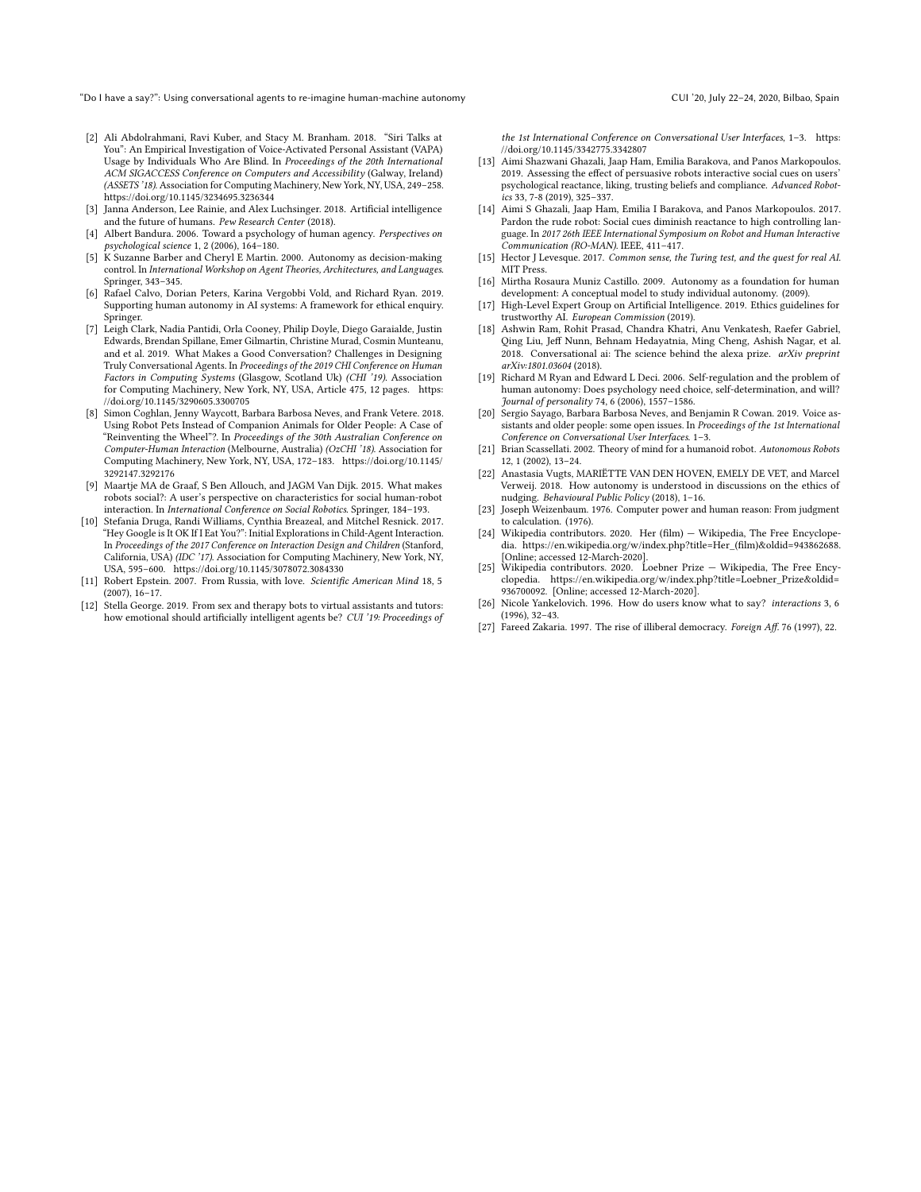[2] Ali Abdolrahmani, Ravi Kuber, and Stacy M. Branham. 2018. "Siri Talks at You": An Empirical Investigation of Voice-Activated Personal Assistant (VAPA) Usage by Individuals Who Are Blind. In *Proceedings of the 20th International ACM SIGACCESS Conference on Computers and Accessibility* (Galway, Ireland) *(ASSETS '18)*. Association for Computing Machinery, New York, NY, USA, 249–258. https://doi.org/10.1145/3234695.3236344

[3] Janna Anderson, Lee Rainie, and Alex Luchsinger. 2018. Artificial intelligence and the future of humans. *Pew Research Center* (2018).

[4] Albert Bandura. 2006. Toward a psychology of human agency. *Perspectives on psychological science* 1, 2 (2006), 164–180.

[5] K Suzanne Barber and Cheryl E Martin. 2000. Autonomy as decision-making control. In *International Workshop on Agent Theories, Architectures, and Languages*. Springer, 343–345.

[6] Rafael Calvo, Dorian Peters, Karina Vergobbi Vold, and Richard Ryan. 2019. Supporting human autonomy in AI systems: A framework for ethical enquiry. Springer.

[7] Leigh Clark, Nadia Pantidi, Orla Cooney, Philip Doyle, Diego Garaialde, Justin Edwards, Brendan Spillane, Emer Gilmartin, Christine Murad, Cosmin Munteanu, and et al. 2019. What Makes a Good Conversation? Challenges in Designing Truly Conversational Agents. In *Proceedings of the 2019 CHI Conference on Human Factors in Computing Systems* (Glasgow, Scotland Uk) *(CHI '19)*. Association for Computing Machinery, New York, NY, USA, Article 475, 12 pages. https://doi.org/10.1145/3290605.3300705

[8] Simon Coghlan, Jenny Waycott, Barbara Barbosa Neves, and Frank Vetere. 2018. Using Robot Pets Instead of Companion Animals for Older People: A Case of "Reinventing the Wheel"?. In *Proceedings of the 30th Australian Conference on Computer-Human Interaction* (Melbourne, Australia) *(OzCHI '18)*. Association for Computing Machinery, New York, NY, USA, 172–183. https://doi.org/10.1145/3292147.3292176

[9] Maartje MA de Graaf, S Ben Allouch, and JAGM Van Dijk. 2015. What makes robots social?: A user's perspective on characteristics for social human-robot interaction. In *International Conference on Social Robotics*. Springer, 184–193.

[10] Stefania Druga, Randi Williams, Cynthia Breazeal, and Mitchel Resnick. 2017. "Hey Google is It OK If I Eat You?": Initial Explorations in Child-Agent Interaction. In *Proceedings of the 2017 Conference on Interaction Design and Children* (Stanford, California, USA) *(IDC '17)*. Association for Computing Machinery, New York, NY, USA, 595–600. https://doi.org/10.1145/3078072.3084330

[11] Robert Epstein. 2007. From Russia, with love. *Scientific American Mind* 18, 5 (2007), 16–17.

[12] Stella George. 2019. From sex and therapy bots to virtual assistants and tutors: how emotional should artificially intelligent agents be? *CUI '19: Proceedings of the 1st International Conference on Conversational User Interfaces*, 1–3. https://doi.org/10.1145/3342775.3342807

[13] Aimi Shazwani Ghazali, Jaap Ham, Emilia Barakova, and Panos Markopoulos. 2019. Assessing the effect of persuasive robots interactive social cues on users' psychological reactance, liking, trusting beliefs and compliance. *Advanced Robotics* 33, 7-8 (2019), 325–337.

[14] Aimi S Ghazali, Jaap Ham, Emilia I Barakova, and Panos Markopoulos. 2017. Pardon the rude robot: Social cues diminish reactance to high controlling language. In *2017 26th IEEE International Symposium on Robot and Human Interactive Communication (RO-MAN)*. IEEE, 411–417.

[15] Hector J Levesque. 2017. *Common sense, the Turing test, and the quest for real AI*. MIT Press.

[16] Mirtha Rosaura Muniz Castillo. 2009. Autonomy as a foundation for human development: A conceptual model to study individual autonomy. (2009).

[17] High-Level Expert Group on Artificial Intelligence. 2019. Ethics guidelines for trustworthy AI. *European Commission* (2019).

[18] Ashwin Ram, Rohit Prasad, Chandra Khatri, Anu Venkatesh, Raefer Gabriel, Qing Liu, Jeff Nunn, Behnam Hedayatnia, Ming Cheng, Ashish Nagar, et al. 2018. Conversational ai: The science behind the alexa prize. *arXiv preprint arXiv:1801.03604* (2018).

[19] Richard M Ryan and Edward L Deci. 2006. Self-regulation and the problem of human autonomy: Does psychology need choice, self-determination, and will? *Journal of personality* 74, 6 (2006), 1557–1586.

[20] Sergio Sayago, Barbara Barbosa Neves, and Benjamin R Cowan. 2019. Voice assistants and older people: some open issues. In *Proceedings of the 1st International Conference on Conversational User Interfaces*. 1–3.

[21] Brian Scassellati. 2002. Theory of mind for a humanoid robot. *Autonomous Robots* 12, 1 (2002), 13–24.

[22] Anastasia Vugts, MARIËTTE VAN DEN HOVEN, EMELY DE VET, and Marcel Verweij. 2018. How autonomy is understood in discussions on the ethics of nudging. *Behavioural Public Policy* (2018), 1–16.

[23] Joseph Weizenbaum. 1976. Computer power and human reason: From judgment to calculation. (1976).

[24] Wikipedia contributors. 2020. Her (film) — Wikipedia, The Free Encyclopedia. https://en.wikipedia.org/w/index.php?title=Her_(film)&oldid=943862688. [Online; accessed 12-March-2020].

[25] Wikipedia contributors. 2020. Loebner Prize — Wikipedia, The Free Encyclopedia. https://en.wikipedia.org/w/index.php?title=Loebner_Prize&oldid=936700092. [Online; accessed 12-March-2020].

[26] Nicole Yankelovich. 1996. How do users know what to say? *interactions* 3, 6 (1996), 32–43.

[27] Fareed Zakaria. 1997. The rise of illiberal democracy. *Foreign Aff.* 76 (1997), 22.